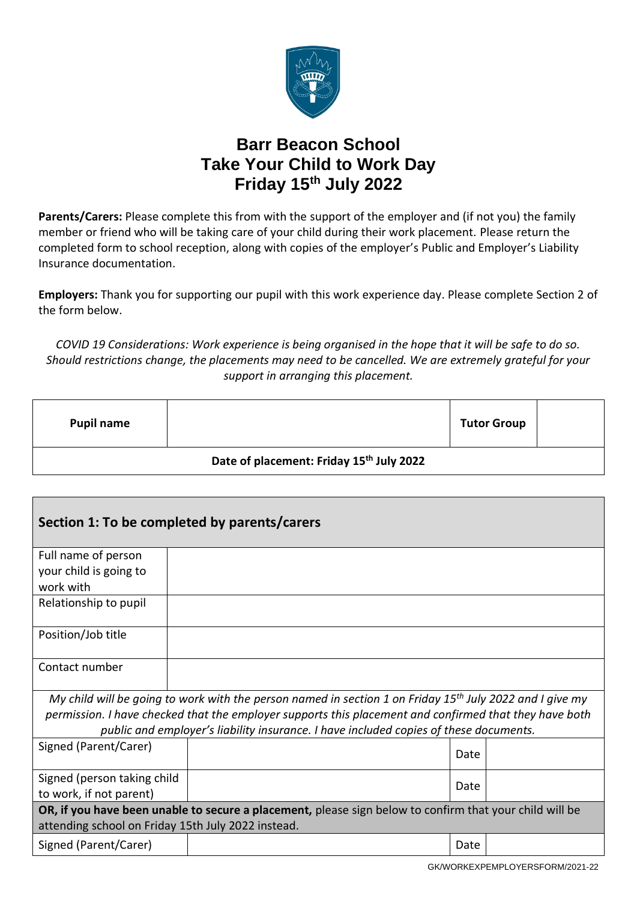# Barr Beacon School
# Take Your Child to Work Day
# Friday 15th July 2022

**Parents/Carers:** Please complete this from with the support of the employer and (if not you) the family member or friend who will be taking care of your child during their work placement. Please return the completed form to school reception, along with copies of the employer's Public and Employer's Liability Insurance documentation.

**Employers:** Thank you for supporting our pupil with this work experience day. Please complete Section 2 of the form below.

*COVID 19 Considerations: Work experience is being organised in the hope that it will be safe to do so. Should restrictions change, the placements may need to be cancelled. We are extremely grateful for your support in arranging this placement.*

| **Pupil name** | | **Tutor Group** | |
|---|---|---|---|
| **Date of placement: Friday 15th July 2022** | | | |

| **Section 1: To be completed by parents/carers** | | | |
|---|---|---|---|
| Full name of person your child is going to work with | | | |
| Relationship to pupil | | | |
| Position/Job title | | | |
| Contact number | | | |
| *My child will be going to work with the person named in section 1 on Friday 15th July 2022 and I give my permission. I have checked that the employer supports this placement and confirmed that they have both public and employer's liability insurance. I have included copies of these documents.* | | | |
| Signed (Parent/Carer) | | Date | |
| Signed (person taking child to work, if not parent) | | Date | |
| **OR, if you have been unable to secure a placement,** please sign below to confirm that your child will be attending school on Friday 15th July 2022 instead. | | | |
| Signed (Parent/Carer) | | Date | |

GK/WORKEXPEMPLOYERSFORM/2021-22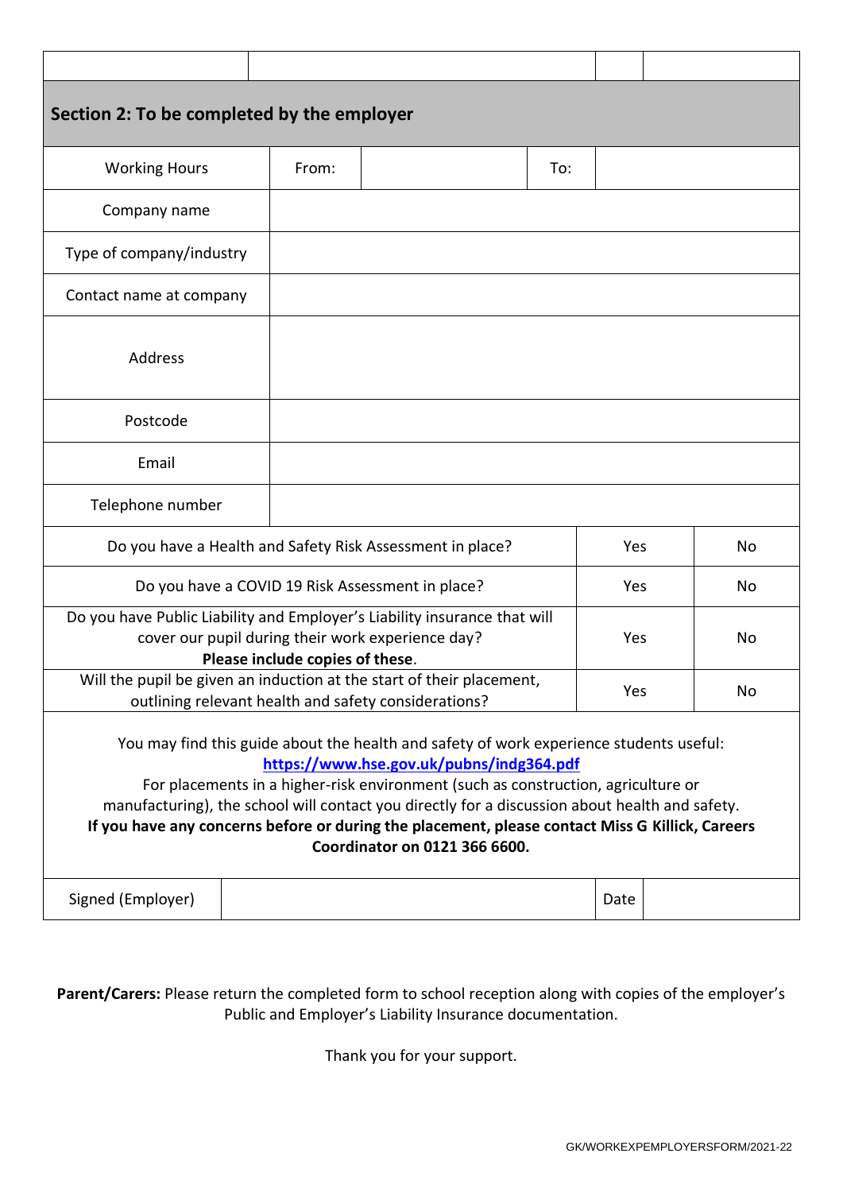| | | | |
|---|---|---|---|
| | | | |

## Section 2: To be completed by the employer

| | | | | |
|---|---|---|---|---|
| Working Hours | From: | | To: | |
| Company name | | | | |
| Type of company/industry | | | | |
| Contact name at company | | | | |
| Address | | | | |
| Postcode | | | | |
| Email | | | | |
| Telephone number | | | | |

| | | |
|---|---|---|
| Do you have a Health and Safety Risk Assessment in place? | Yes | No |
| Do you have a COVID 19 Risk Assessment in place? | Yes | No |
| Do you have Public Liability and Employer's Liability insurance that will cover our pupil during their work experience day? **Please include copies of these**. | Yes | No |
| Will the pupil be given an induction at the start of their placement, outlining relevant health and safety considerations? | Yes | No |

You may find this guide about the health and safety of work experience students useful: **https://www.hse.gov.uk/pubns/indg364.pdf**

For placements in a higher-risk environment (such as construction, agriculture or manufacturing), the school will contact you directly for a discussion about health and safety.

**If you have any concerns before or during the placement, please contact Miss G Killick, Careers Coordinator on 0121 366 6600.**

| | | | |
|---|---|---|---|
| Signed (Employer) | | Date | |

**Parent/Carers:** Please return the completed form to school reception along with copies of the employer's Public and Employer's Liability Insurance documentation.

Thank you for your support.

GK/WORKEXPEMPLOYERSFORM/2021-22